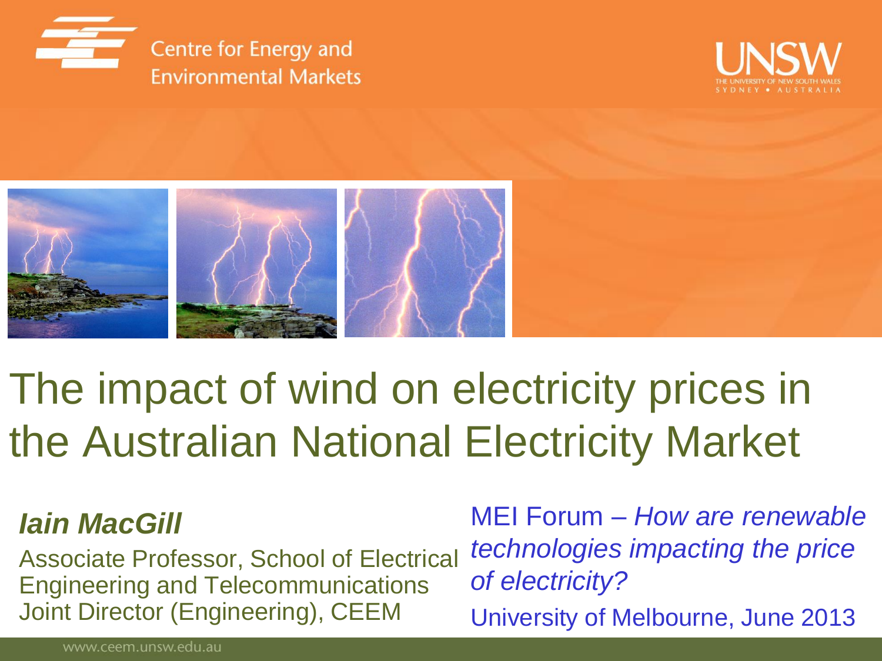Centre for Energy and Environmental Markets

UNSW
THE UNIVERSITY OF NEW SOUTH WALES
SYDNEY • AUSTRALIA

# The impact of wind on electricity prices in the Australian National Electricity Market

***Iain MacGill***

Associate Professor, School of Electrical Engineering and Telecommunications
Joint Director (Engineering), CEEM

MEI Forum – *How are renewable technologies impacting the price of electricity?*
University of Melbourne, June 2013

www.ceem.unsw.edu.au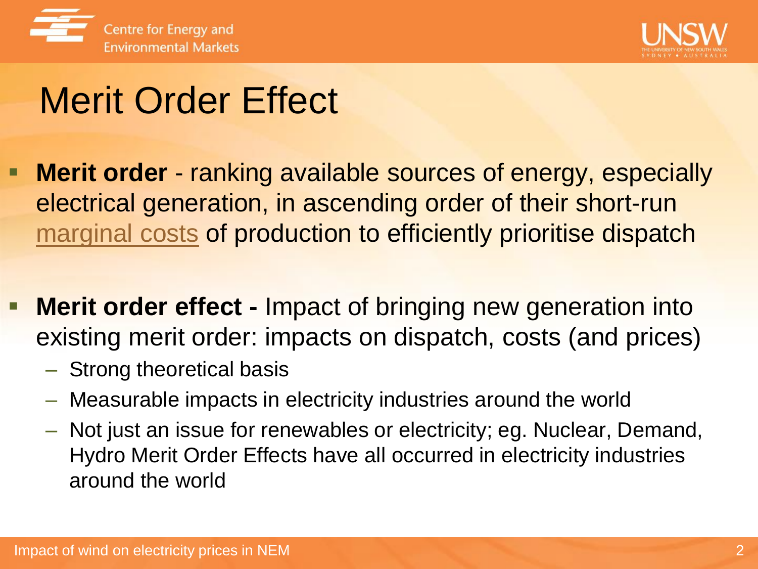# Merit Order Effect

- **Merit order** - ranking available sources of energy, especially electrical generation, in ascending order of their short-run marginal costs of production to efficiently prioritise dispatch
- **Merit order effect -** Impact of bringing new generation into existing merit order: impacts on dispatch, costs (and prices)
  - Strong theoretical basis
  - Measurable impacts in electricity industries around the world
  - Not just an issue for renewables or electricity; eg. Nuclear, Demand, Hydro Merit Order Effects have all occurred in electricity industries around the world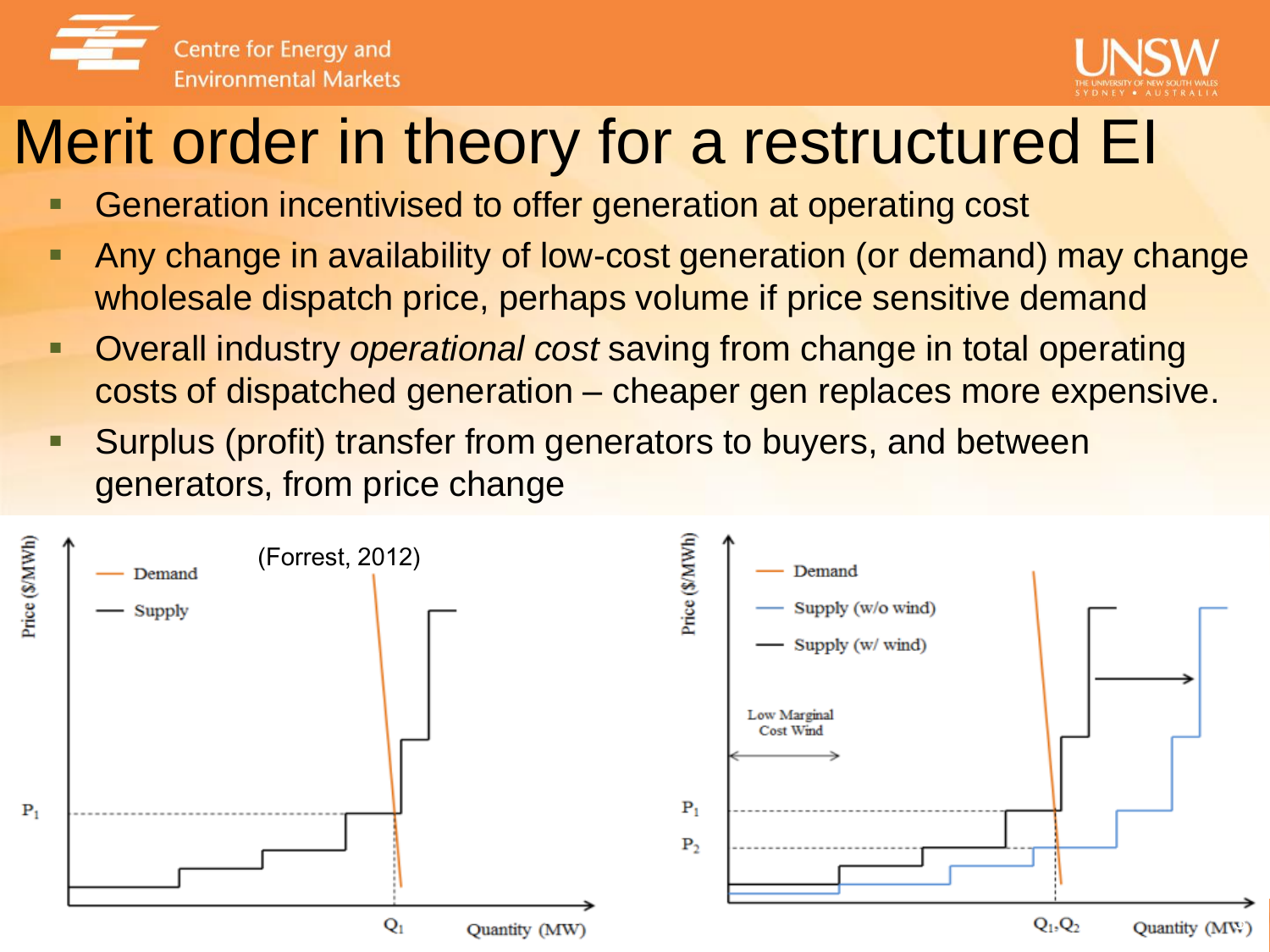# Merit order in theory for a restructured EI

- Generation incentivised to offer generation at operating cost
- Any change in availability of low-cost generation (or demand) may change wholesale dispatch price, perhaps volume if price sensitive demand
- Overall industry *operational cost* saving from change in total operating costs of dispatched generation – cheaper gen replaces more expensive.
- Surplus (profit) transfer from generators to buyers, and between generators, from price change

(Forrest, 2012)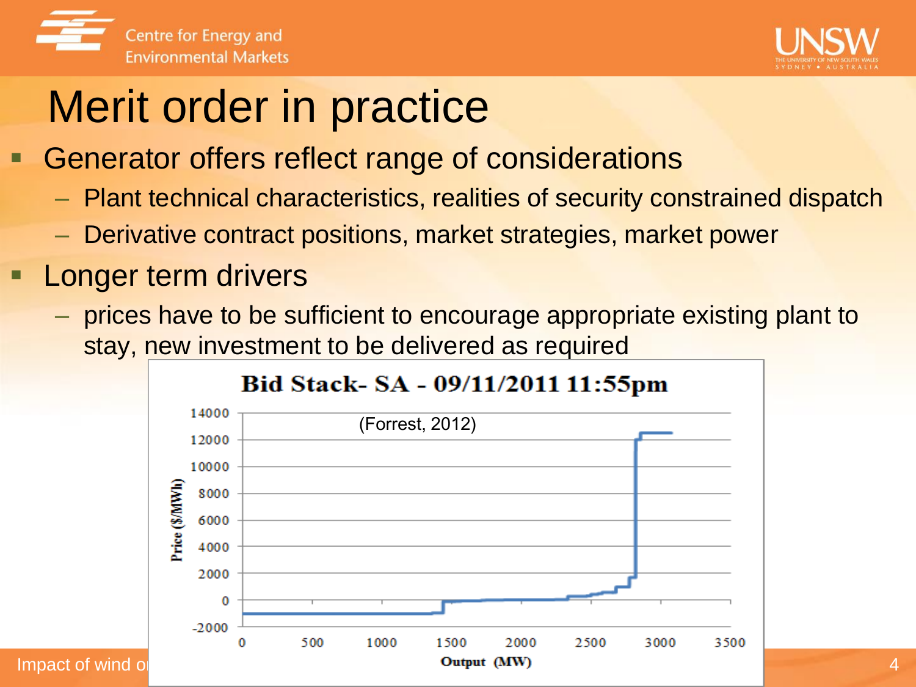# Merit order in practice

- Generator offers reflect range of considerations
  - Plant technical characteristics, realities of security constrained dispatch
  - Derivative contract positions, market strategies, market power
- Longer term drivers
  - prices have to be sufficient to encourage appropriate existing plant to stay, new investment to be delivered as required

**Bid Stack- SA - 09/11/2011 11:55pm**

(Forrest, 2012)

Price ($/MWh)

Output (MW)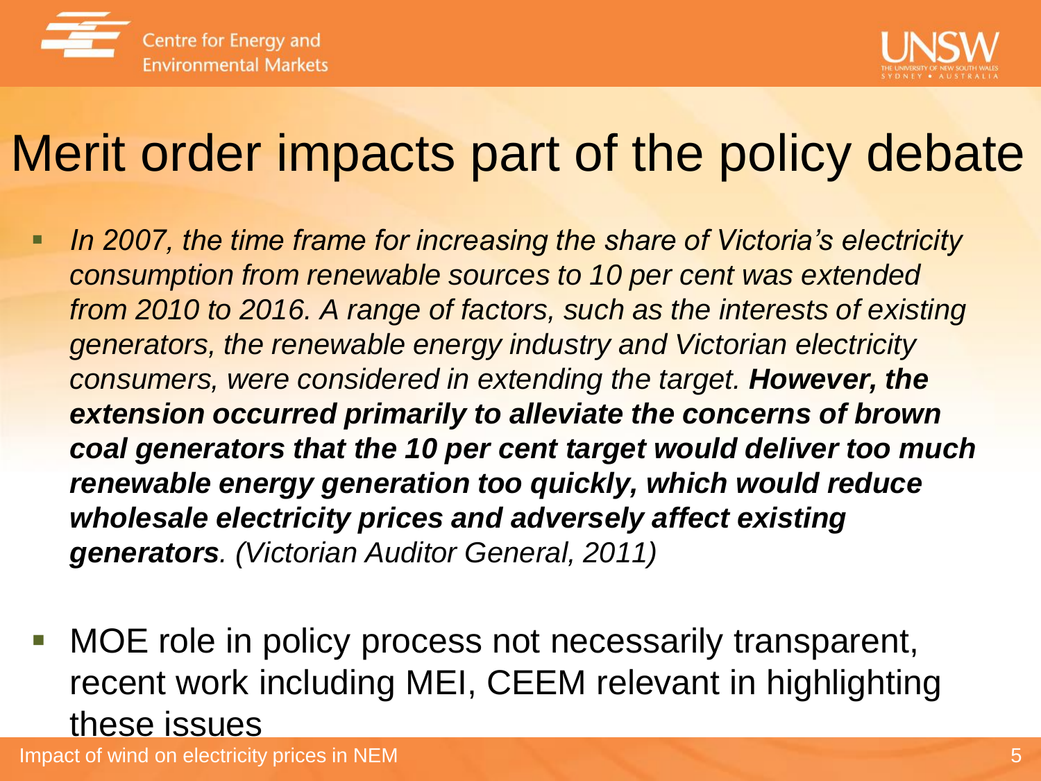# Merit order impacts part of the policy debate

- *In 2007, the time frame for increasing the share of Victoria's electricity consumption from renewable sources to 10 per cent was extended from 2010 to 2016. A range of factors, such as the interests of existing generators, the renewable energy industry and Victorian electricity consumers, were considered in extending the target.* ***However, the extension occurred primarily to alleviate the concerns of brown coal generators that the 10 per cent target would deliver too much renewable energy generation too quickly, which would reduce wholesale electricity prices and adversely affect existing generators****. (Victorian Auditor General, 2011)*

- MOE role in policy process not necessarily transparent, recent work including MEI, CEEM relevant in highlighting these issues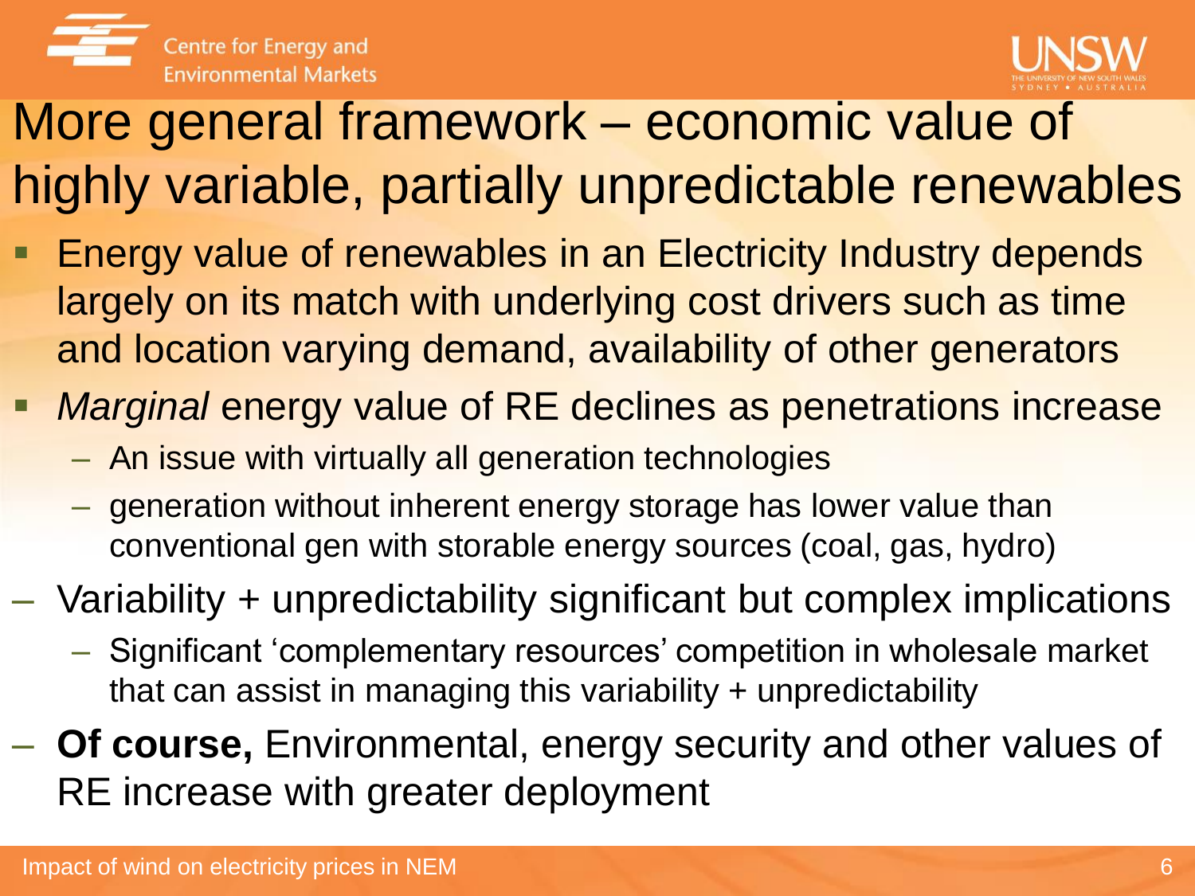# More general framework – economic value of highly variable, partially unpredictable renewables

- Energy value of renewables in an Electricity Industry depends largely on its match with underlying cost drivers such as time and location varying demand, availability of other generators
- *Marginal* energy value of RE declines as penetrations increase
  - An issue with virtually all generation technologies
  - generation without inherent energy storage has lower value than conventional gen with storable energy sources (coal, gas, hydro)
- Variability + unpredictability significant but complex implications
  - Significant 'complementary resources' competition in wholesale market that can assist in managing this variability + unpredictability
- **Of course,** Environmental, energy security and other values of RE increase with greater deployment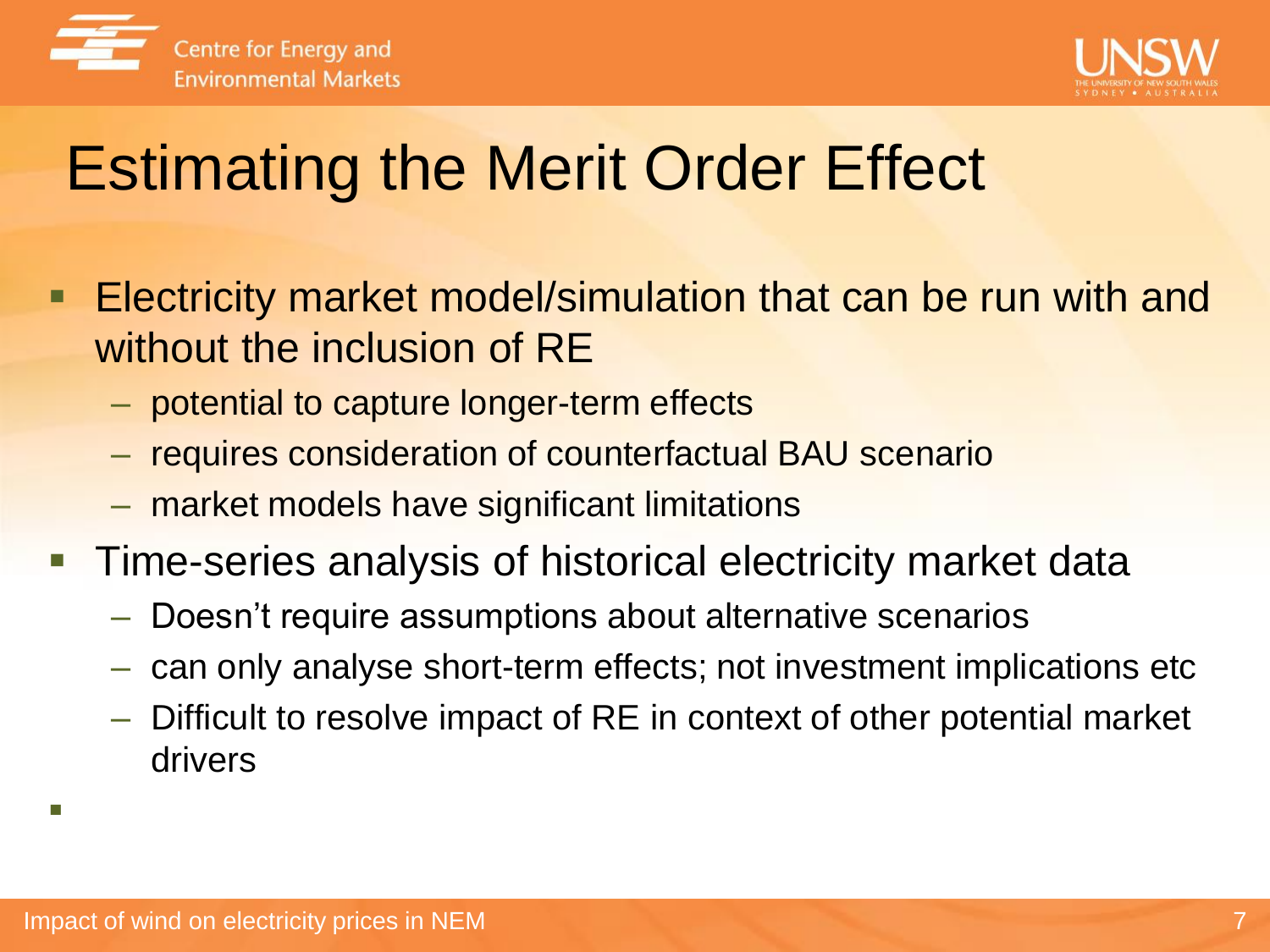# Estimating the Merit Order Effect

- Electricity market model/simulation that can be run with and without the inclusion of RE
  - potential to capture longer-term effects
  - requires consideration of counterfactual BAU scenario
  - market models have significant limitations
- Time-series analysis of historical electricity market data
  - Doesn't require assumptions about alternative scenarios
  - can only analyse short-term effects; not investment implications etc
  - Difficult to resolve impact of RE in context of other potential market drivers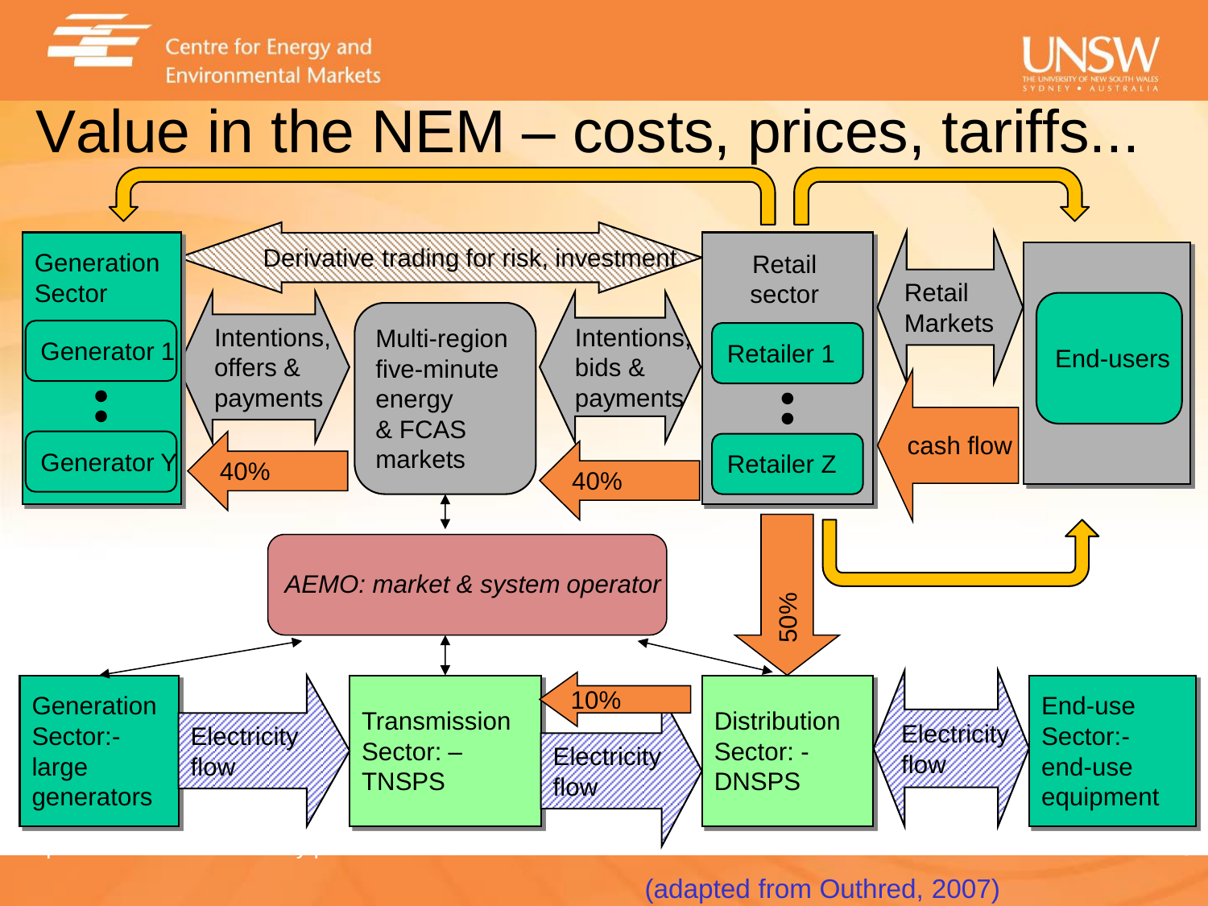# Value in the NEM – costs, prices, tariffs...

Generation Sector

- Generator 1
- •
- •
- Generator Y

Derivative trading for risk, investment

Intentions, offers & payments

40%

Multi-region five-minute energy & FCAS markets

Intentions, bids & payments

40%

Retail sector

- Retailer 1
- •
- •
- Retailer Z

Retail Markets

cash flow

End-users

50%

*AEMO: market & system operator*

Generation Sector:- large generators

Electricity flow

Transmission Sector: – TNSPS

10%

Electricity flow

Distribution Sector: - DNSPS

Electricity flow

End-use Sector:- end-use equipment

(adapted from Outhred, 2007)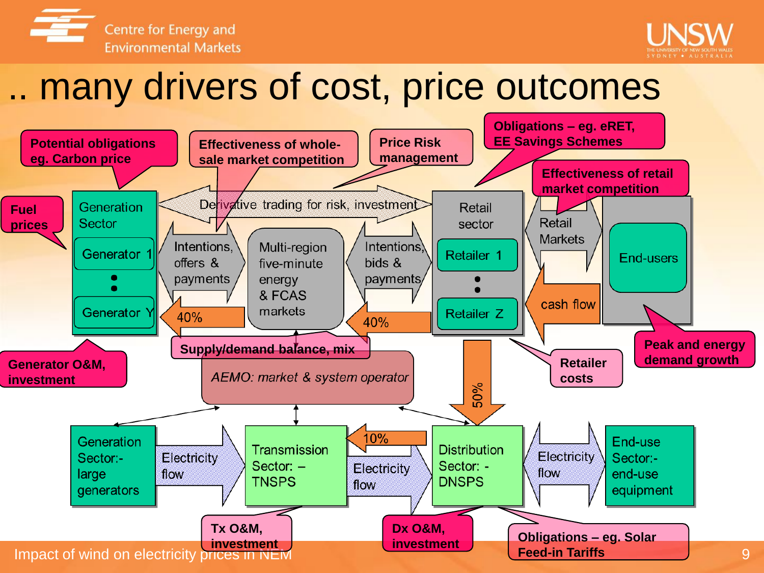# .. many drivers of cost, price outcomes

- Potential obligations eg. Carbon price
- Effectiveness of whole-sale market competition
- Price Risk management
- Obligations – eg. eRET, EE Savings Schemes
- Effectiveness of retail market competition
- Fuel prices

Generation Sector

- Generator 1
- :
- Generator Y

Derivative trading for risk, investment

Intentions, offers & payments

Multi-region five-minute energy & FCAS markets

Intentions, bids & payments

Retail sector

- Retailer 1
- :
- Retailer Z

Retail Markets

End-users

cash flow

40%

40%

Supply/demand balance, mix

- Generator O&M, investment

*AEMO: market & system operator*

50%

- Retailer costs
- Peak and energy demand growth

Generation Sector:- large generators

Electricity flow

Transmission Sector: – TNSPS

10%

Electricity flow

Distribution Sector: - DNSPS

Electricity flow

End-use Sector:- end-use equipment

- Tx O&M, investment
- Dx O&M, investment
- Obligations – eg. Solar Feed-in Tariffs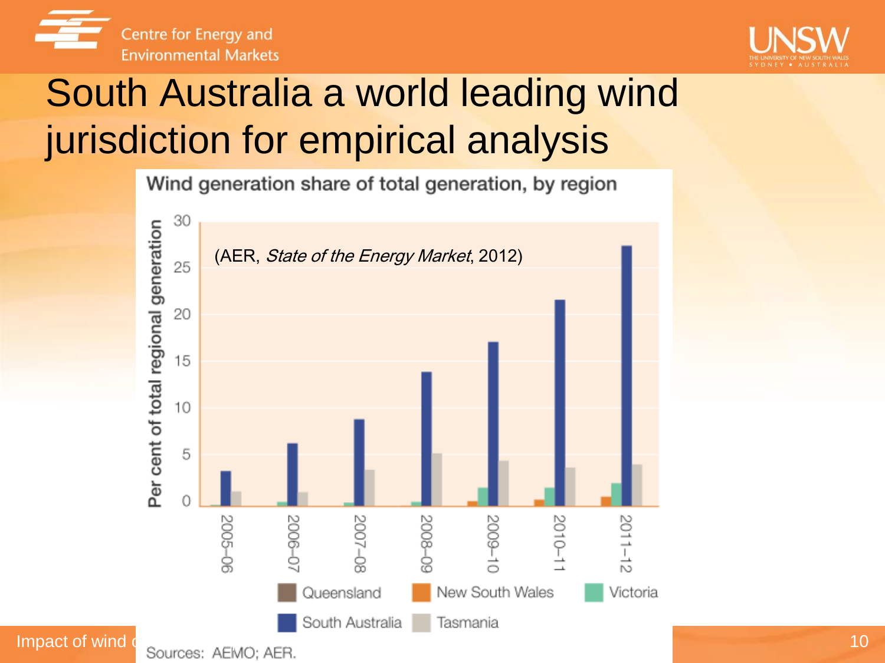# South Australia a world leading wind jurisdiction for empirical analysis

Wind generation share of total generation, by region

(AER, *State of the Energy Market*, 2012)

Per cent of total regional generation

30
25
20
15
10
5
0

2005–06 | 2006–07 | 2007–08 | 2008–09 | 2009–10 | 2010–11 | 2011–12

Queensland | New South Wales | Victoria | South Australia | Tasmania

Sources: AEMO; AER.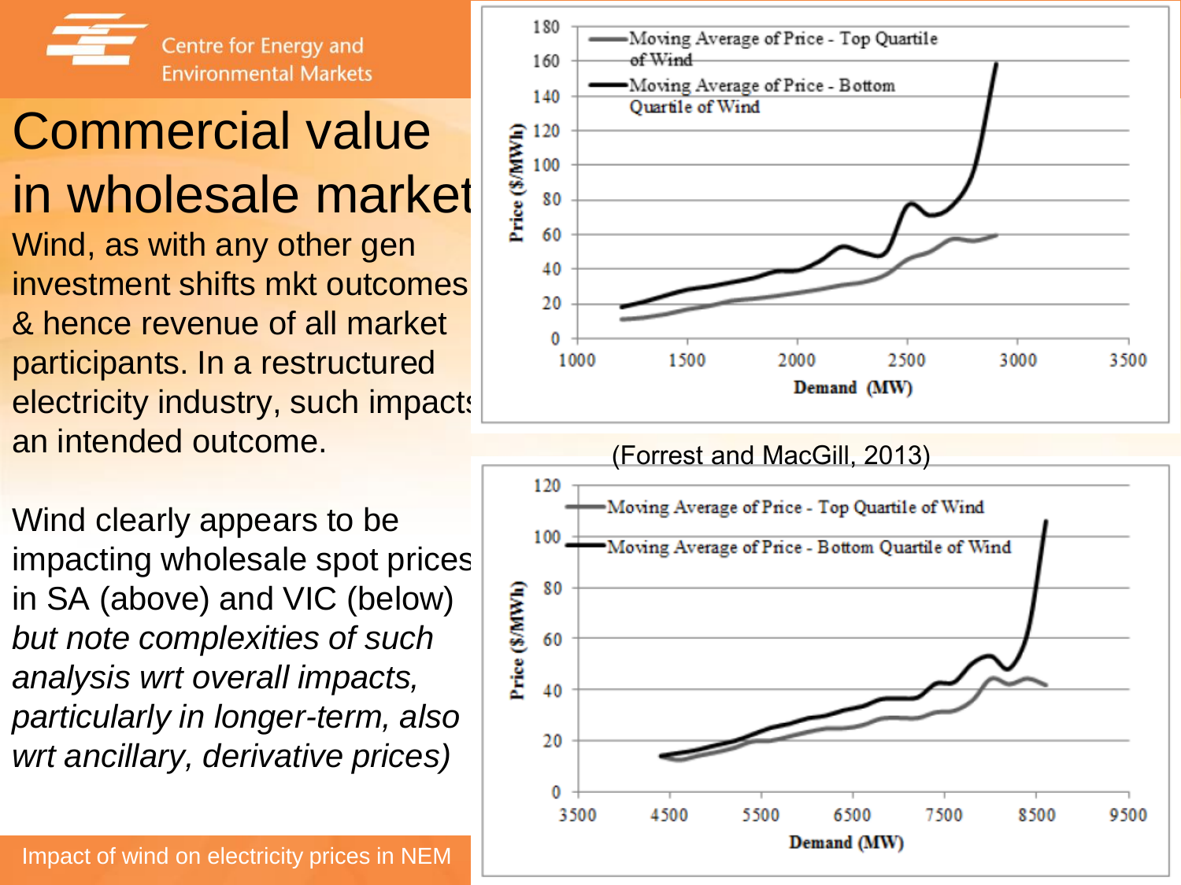Centre for Energy and Environmental Markets

# Commercial value in wholesale market

Wind, as with any other gen investment shifts mkt outcomes & hence revenue of all market participants. In a restructured electricity industry, such impacts an intended outcome.

Wind clearly appears to be impacting wholesale spot prices in SA (above) and VIC (below) *but note complexities of such analysis wrt overall impacts, particularly in longer-term, also wrt ancillary, derivative prices)*

(Forrest and MacGill, 2013)

Impact of wind on electricity prices in NEM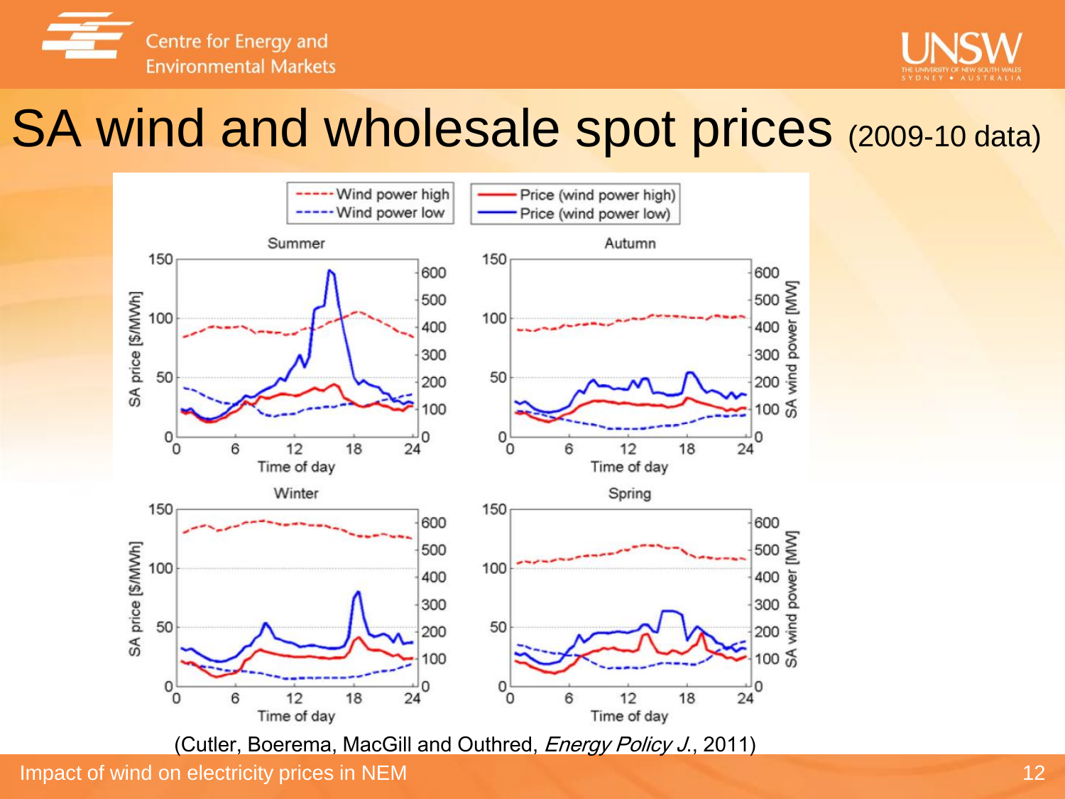# SA wind and wholesale spot prices (2009-10 data)

(Cutler, Boerema, MacGill and Outhred, *Energy Policy J.*, 2011)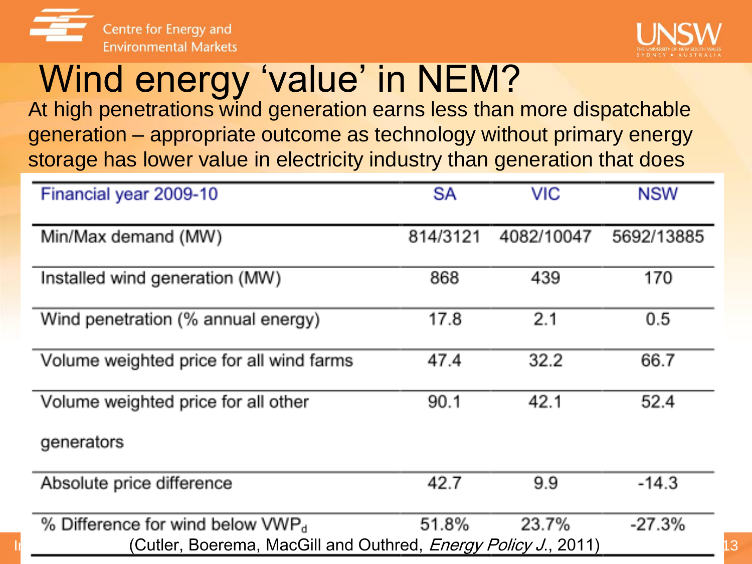# Wind energy 'value' in NEM?

At high penetrations wind generation earns less than more dispatchable generation – appropriate outcome as technology without primary energy storage has lower value in electricity industry than generation that does

| Financial year 2009-10 | SA | VIC | NSW |
|---|---|---|---|
| Min/Max demand (MW) | 814/3121 | 4082/10047 | 5692/13885 |
| Installed wind generation (MW) | 868 | 439 | 170 |
| Wind penetration (% annual energy) | 17.8 | 2.1 | 0.5 |
| Volume weighted price for all wind farms | 47.4 | 32.2 | 66.7 |
| Volume weighted price for all other generators | 90.1 | 42.1 | 52.4 |
| Absolute price difference | 42.7 | 9.9 | -14.3 |
| % Difference for wind below $VWP_d$ | 51.8% | 23.7% | -27.3% |

(Cutler, Boerema, MacGill and Outhred, *Energy Policy J.*, 2011)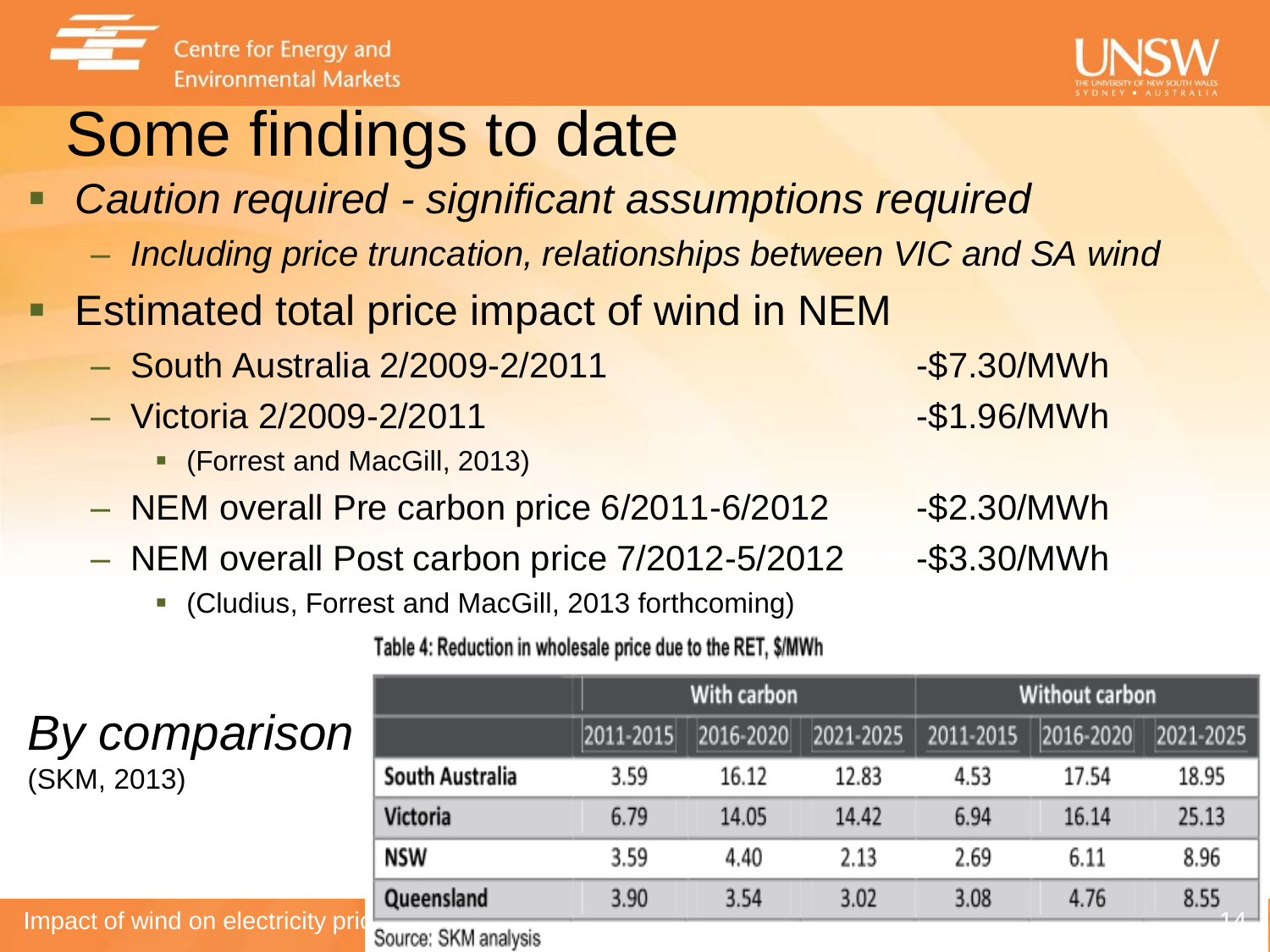# Some findings to date

- *Caution required - significant assumptions required*
  - *Including price truncation, relationships between VIC and SA wind*
- Estimated total price impact of wind in NEM
  - South Australia 2/2009-2/2011 -$7.30/MWh
  - Victoria 2/2009-2/2011 -$1.96/MWh
    - (Forrest and MacGill, 2013)
  - NEM overall Pre carbon price 6/2011-6/2012 -$2.30/MWh
  - NEM overall Post carbon price 7/2012-5/2012 -$3.30/MWh
    - (Cludius, Forrest and MacGill, 2013 forthcoming)

*By comparison*
(SKM, 2013)

Table 4: Reduction in wholesale price due to the RET, $/MWh

| | With carbon | | | Without carbon | | |
|---|---|---|---|---|---|---|
| | 2011-2015 | 2016-2020 | 2021-2025 | 2011-2015 | 2016-2020 | 2021-2025 |
| South Australia | 3.59 | 16.12 | 12.83 | 4.53 | 17.54 | 18.95 |
| Victoria | 6.79 | 14.05 | 14.42 | 6.94 | 16.14 | 25.13 |
| NSW | 3.59 | 4.40 | 2.13 | 2.69 | 6.11 | 8.96 |
| Queensland | 3.90 | 3.54 | 3.02 | 3.08 | 4.76 | 8.55 |

Source: SKM analysis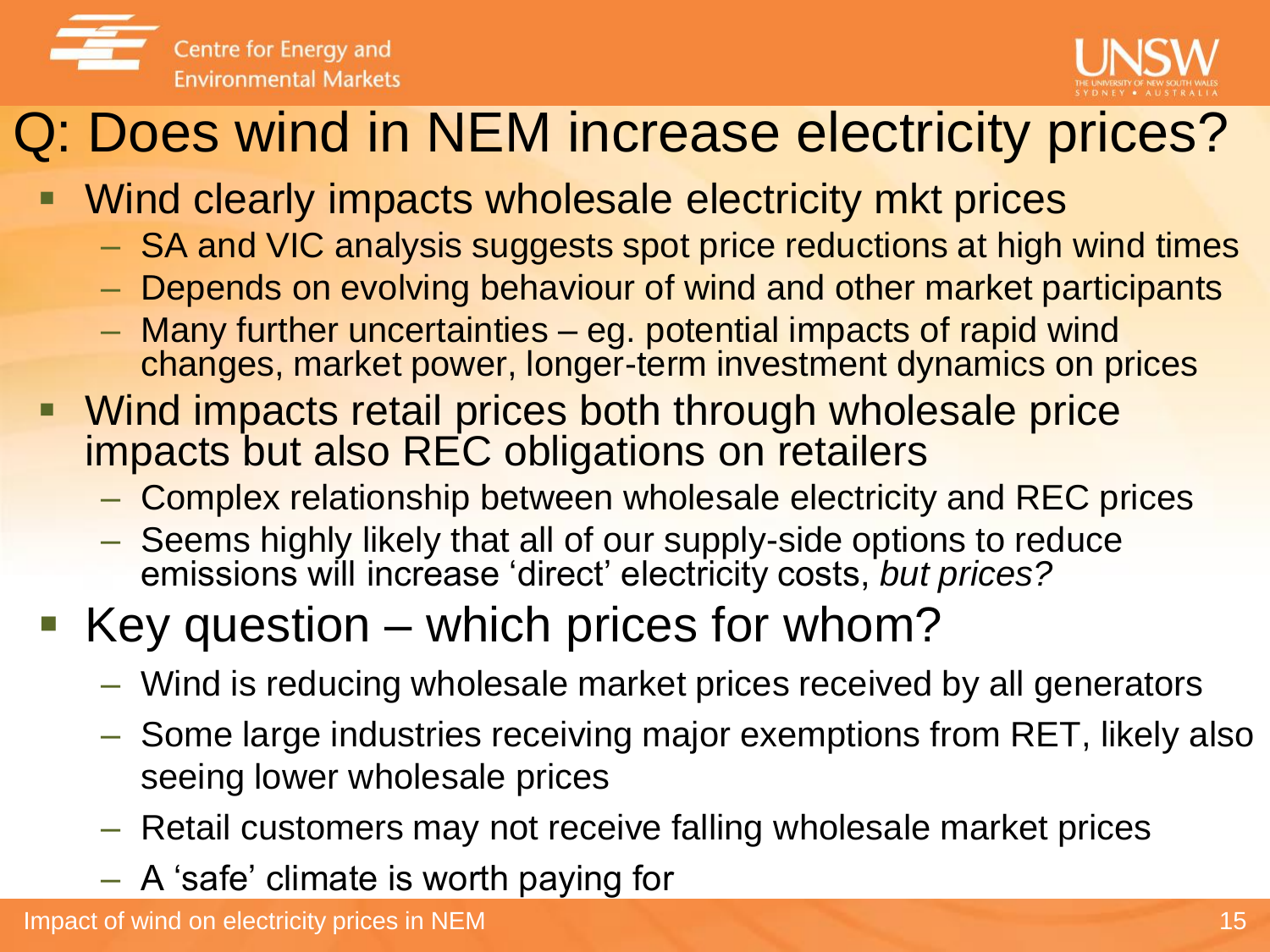# Q: Does wind in NEM increase electricity prices?

- Wind clearly impacts wholesale electricity mkt prices
  - SA and VIC analysis suggests spot price reductions at high wind times
  - Depends on evolving behaviour of wind and other market participants
  - Many further uncertainties – eg. potential impacts of rapid wind changes, market power, longer-term investment dynamics on prices
- Wind impacts retail prices both through wholesale price impacts but also REC obligations on retailers
  - Complex relationship between wholesale electricity and REC prices
  - Seems highly likely that all of our supply-side options to reduce emissions will increase 'direct' electricity costs, *but prices?*
- Key question – which prices for whom?
  - Wind is reducing wholesale market prices received by all generators
  - Some large industries receiving major exemptions from RET, likely also seeing lower wholesale prices
  - Retail customers may not receive falling wholesale market prices
  - A 'safe' climate is worth paying for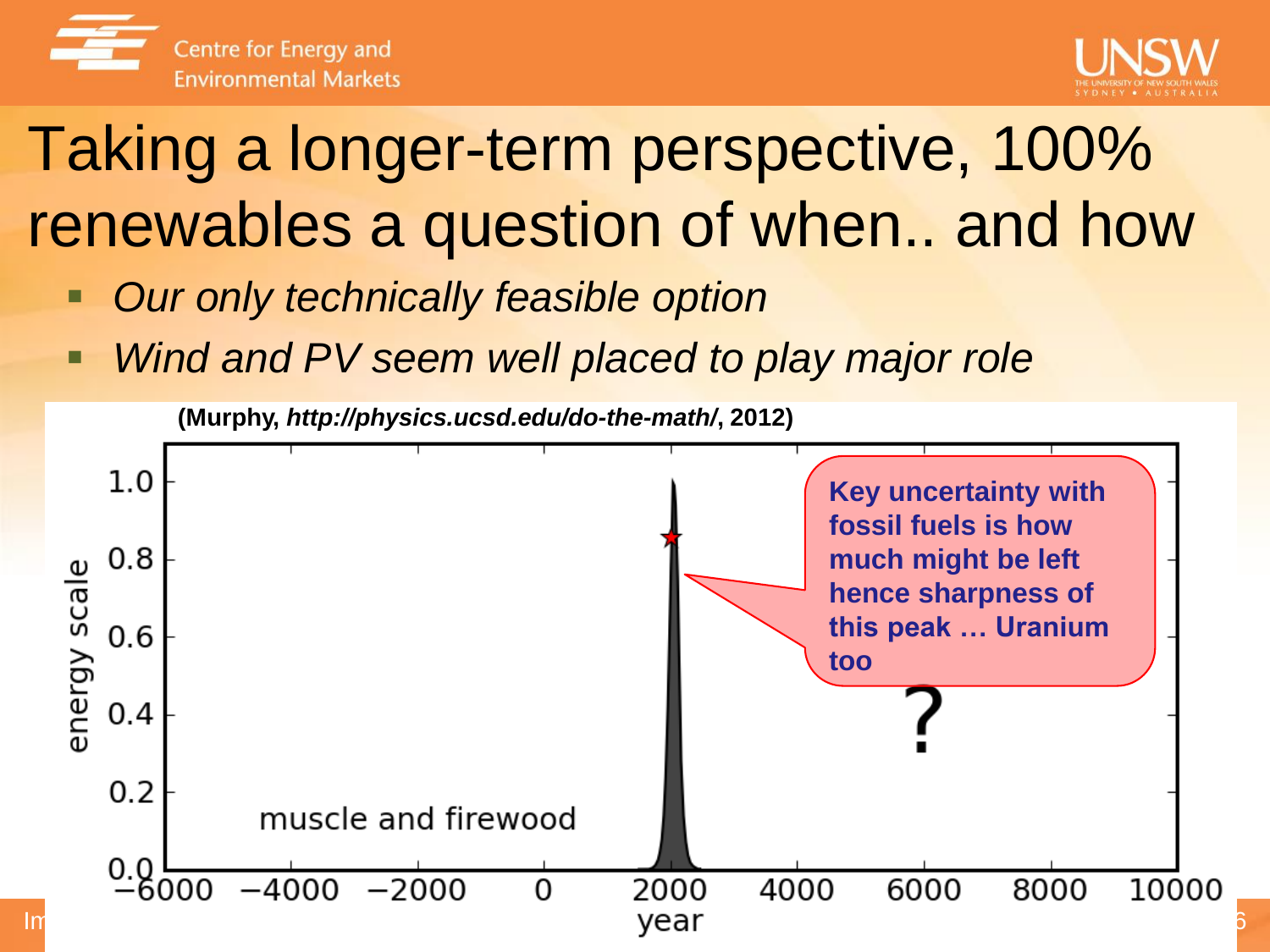# Taking a longer-term perspective, 100% renewables a question of when.. and how

- *Our only technically feasible option*
- *Wind and PV seem well placed to play major role*

**(Murphy, *http://physics.ucsd.edu/do-the-math/*, 2012)**

energy scale

1.0
0.8
0.6
0.4
0.2
0.0

muscle and firewood

?

−6000 −4000 −2000 0 2000 4000 6000 8000 10000

year

**Key uncertainty with fossil fuels is how much might be left hence sharpness of this peak … Uranium too**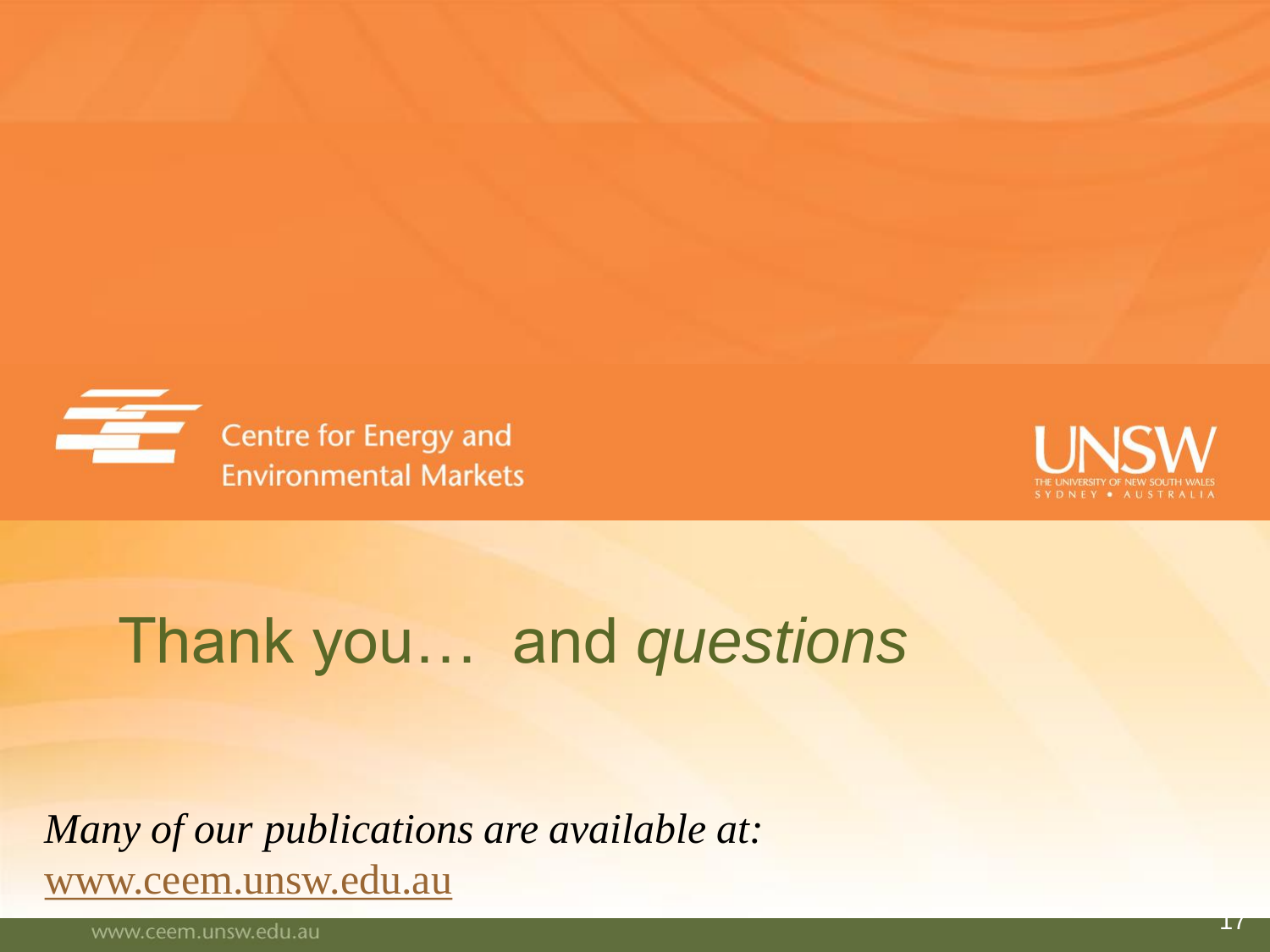Centre for Energy and Environmental Markets

UNSW THE UNIVERSITY OF NEW SOUTH WALES SYDNEY • AUSTRALIA

# Thank you… and *questions*

*Many of our publications are available at:*
www.ceem.unsw.edu.au